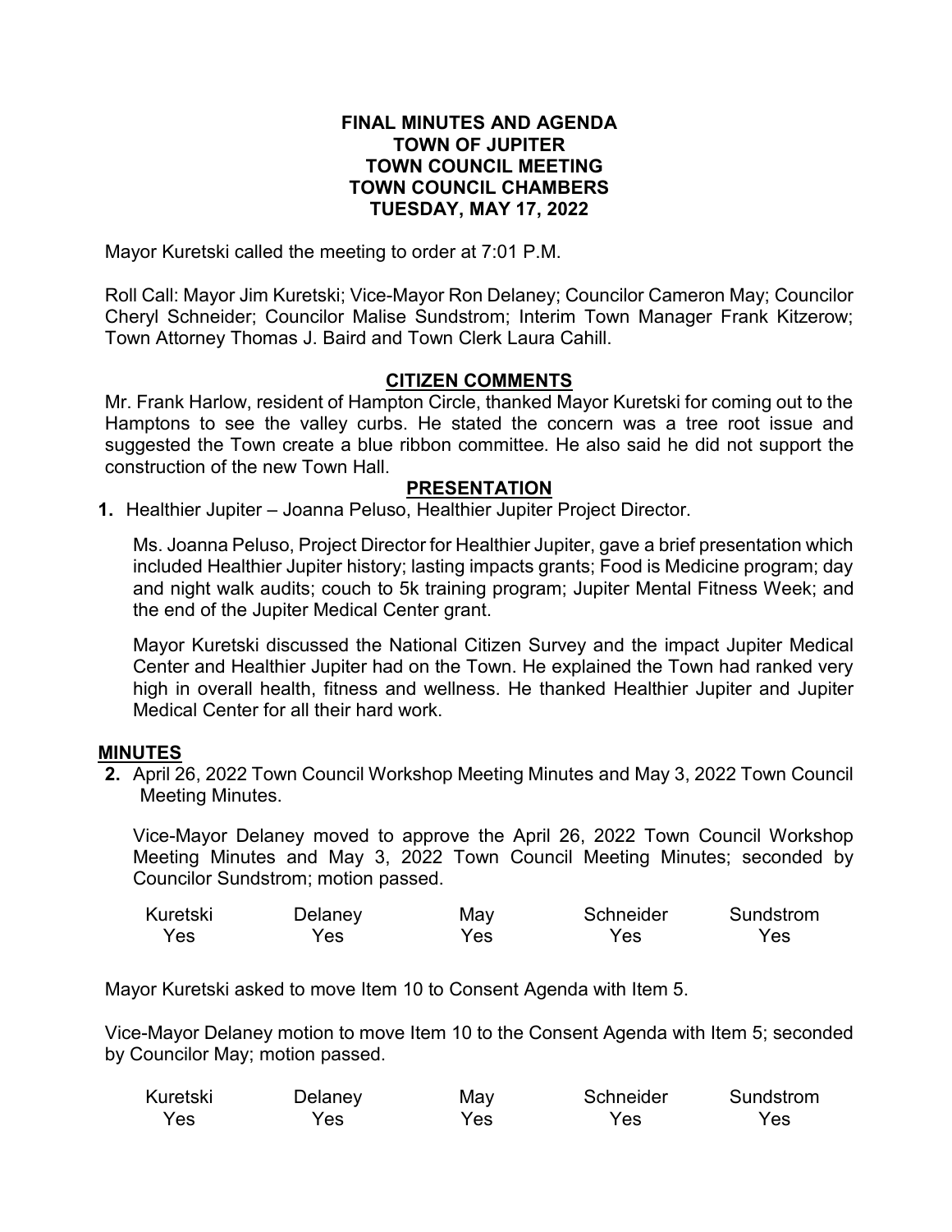# FINAL MINUTES AND AGENDA
# TOWN OF JUPITER
# TOWN COUNCIL MEETING
# TOWN COUNCIL CHAMBERS
# TUESDAY, MAY 17, 2022

Mayor Kuretski called the meeting to order at 7:01 P.M.

Roll Call: Mayor Jim Kuretski; Vice-Mayor Ron Delaney; Councilor Cameron May; Councilor Cheryl Schneider; Councilor Malise Sundstrom; Interim Town Manager Frank Kitzerow; Town Attorney Thomas J. Baird and Town Clerk Laura Cahill.

## CITIZEN COMMENTS

Mr. Frank Harlow, resident of Hampton Circle, thanked Mayor Kuretski for coming out to the Hamptons to see the valley curbs. He stated the concern was a tree root issue and suggested the Town create a blue ribbon committee. He also said he did not support the construction of the new Town Hall.

## PRESENTATION

**1.** Healthier Jupiter – Joanna Peluso, Healthier Jupiter Project Director.

Ms. Joanna Peluso, Project Director for Healthier Jupiter, gave a brief presentation which included Healthier Jupiter history; lasting impacts grants; Food is Medicine program; day and night walk audits; couch to 5k training program; Jupiter Mental Fitness Week; and the end of the Jupiter Medical Center grant.

Mayor Kuretski discussed the National Citizen Survey and the impact Jupiter Medical Center and Healthier Jupiter had on the Town. He explained the Town had ranked very high in overall health, fitness and wellness. He thanked Healthier Jupiter and Jupiter Medical Center for all their hard work.

## MINUTES

**2.** April 26, 2022 Town Council Workshop Meeting Minutes and May 3, 2022 Town Council Meeting Minutes.

Vice-Mayor Delaney moved to approve the April 26, 2022 Town Council Workshop Meeting Minutes and May 3, 2022 Town Council Meeting Minutes; seconded by Councilor Sundstrom; motion passed.

| Kuretski | Delaney | May | Schneider | Sundstrom |
|---|---|---|---|---|
| Yes | Yes | Yes | Yes | Yes |

Mayor Kuretski asked to move Item 10 to Consent Agenda with Item 5.

Vice-Mayor Delaney motion to move Item 10 to the Consent Agenda with Item 5; seconded by Councilor May; motion passed.

| Kuretski | Delaney | May | Schneider | Sundstrom |
|---|---|---|---|---|
| Yes | Yes | Yes | Yes | Yes |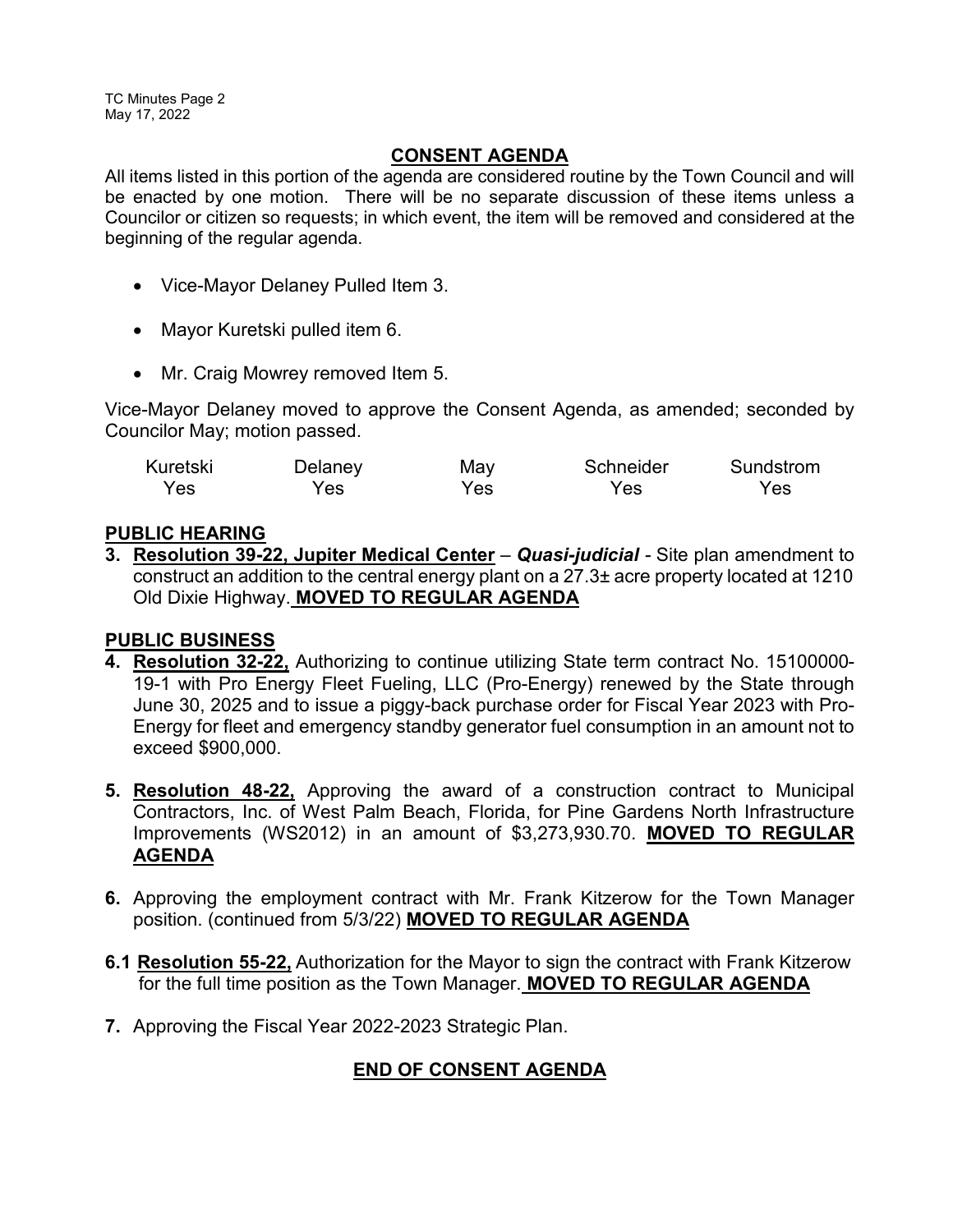## CONSENT AGENDA

All items listed in this portion of the agenda are considered routine by the Town Council and will be enacted by one motion. There will be no separate discussion of these items unless a Councilor or citizen so requests; in which event, the item will be removed and considered at the beginning of the regular agenda.

- Vice-Mayor Delaney Pulled Item 3.
- Mayor Kuretski pulled item 6.
- Mr. Craig Mowrey removed Item 5.

Vice-Mayor Delaney moved to approve the Consent Agenda, as amended; seconded by Councilor May; motion passed.

| Kuretski | Delaney | May | Schneider | Sundstrom |
|---|---|---|---|---|
| Yes | Yes | Yes | Yes | Yes |

**PUBLIC HEARING**

**3. Resolution 39-22, Jupiter Medical Center** – ***Quasi-judicial*** - Site plan amendment to construct an addition to the central energy plant on a 27.3± acre property located at 1210 Old Dixie Highway. **MOVED TO REGULAR AGENDA**

**PUBLIC BUSINESS**

**4. Resolution 32-22,** Authorizing to continue utilizing State term contract No. 15100000-19-1 with Pro Energy Fleet Fueling, LLC (Pro-Energy) renewed by the State through June 30, 2025 and to issue a piggy-back purchase order for Fiscal Year 2023 with Pro-Energy for fleet and emergency standby generator fuel consumption in an amount not to exceed $900,000.

**5. Resolution 48-22,** Approving the award of a construction contract to Municipal Contractors, Inc. of West Palm Beach, Florida, for Pine Gardens North Infrastructure Improvements (WS2012) in an amount of $3,273,930.70. **MOVED TO REGULAR AGENDA**

**6.** Approving the employment contract with Mr. Frank Kitzerow for the Town Manager position. (continued from 5/3/22) **MOVED TO REGULAR AGENDA**

**6.1 Resolution 55-22,** Authorization for the Mayor to sign the contract with Frank Kitzerow for the full time position as the Town Manager. **MOVED TO REGULAR AGENDA**

**7.** Approving the Fiscal Year 2022-2023 Strategic Plan.

## END OF CONSENT AGENDA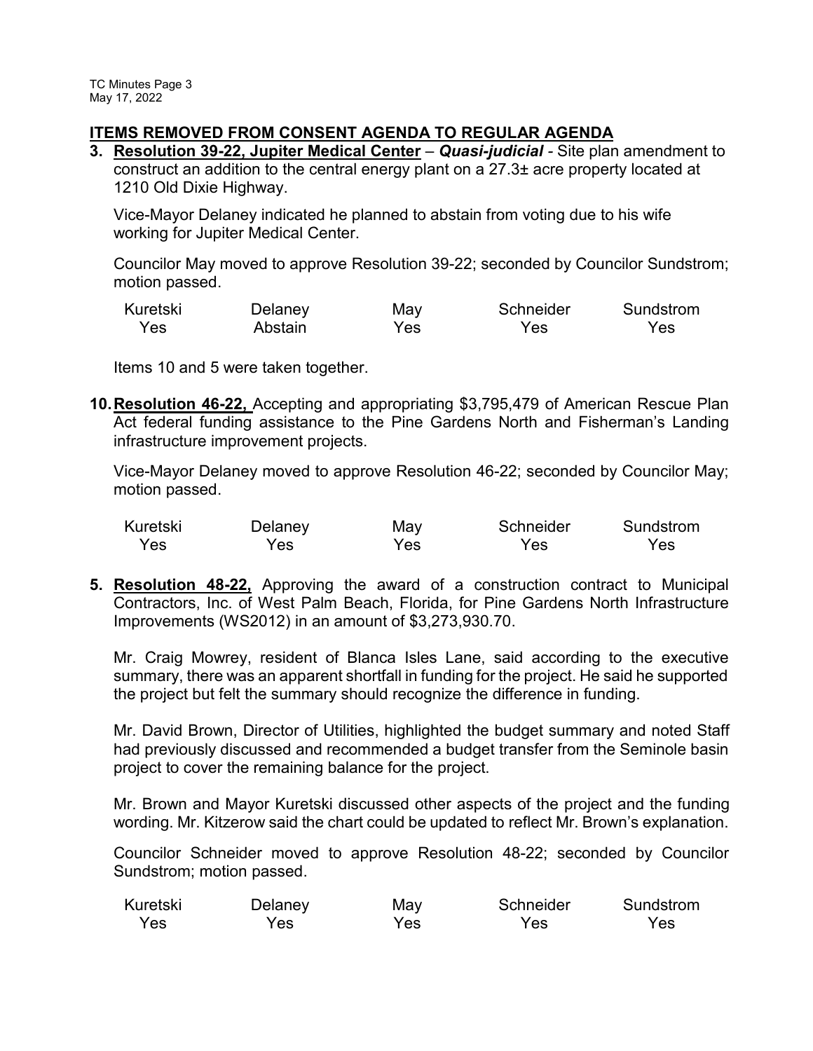## ITEMS REMOVED FROM CONSENT AGENDA TO REGULAR AGENDA

**3. Resolution 39-22, Jupiter Medical Center** – ***Quasi-judicial*** - Site plan amendment to construct an addition to the central energy plant on a 27.3± acre property located at 1210 Old Dixie Highway.

Vice-Mayor Delaney indicated he planned to abstain from voting due to his wife working for Jupiter Medical Center.

Councilor May moved to approve Resolution 39-22; seconded by Councilor Sundstrom; motion passed.

| Kuretski | Delaney | May | Schneider | Sundstrom |
|---|---|---|---|---|
| Yes | Abstain | Yes | Yes | Yes |

Items 10 and 5 were taken together.

**10. Resolution 46-22,** Accepting and appropriating $3,795,479 of American Rescue Plan Act federal funding assistance to the Pine Gardens North and Fisherman's Landing infrastructure improvement projects.

Vice-Mayor Delaney moved to approve Resolution 46-22; seconded by Councilor May; motion passed.

| Kuretski | Delaney | May | Schneider | Sundstrom |
|---|---|---|---|---|
| Yes | Yes | Yes | Yes | Yes |

**5. Resolution 48-22,** Approving the award of a construction contract to Municipal Contractors, Inc. of West Palm Beach, Florida, for Pine Gardens North Infrastructure Improvements (WS2012) in an amount of $3,273,930.70.

Mr. Craig Mowrey, resident of Blanca Isles Lane, said according to the executive summary, there was an apparent shortfall in funding for the project. He said he supported the project but felt the summary should recognize the difference in funding.

Mr. David Brown, Director of Utilities, highlighted the budget summary and noted Staff had previously discussed and recommended a budget transfer from the Seminole basin project to cover the remaining balance for the project.

Mr. Brown and Mayor Kuretski discussed other aspects of the project and the funding wording. Mr. Kitzerow said the chart could be updated to reflect Mr. Brown's explanation.

Councilor Schneider moved to approve Resolution 48-22; seconded by Councilor Sundstrom; motion passed.

| Kuretski | Delaney | May | Schneider | Sundstrom |
|---|---|---|---|---|
| Yes | Yes | Yes | Yes | Yes |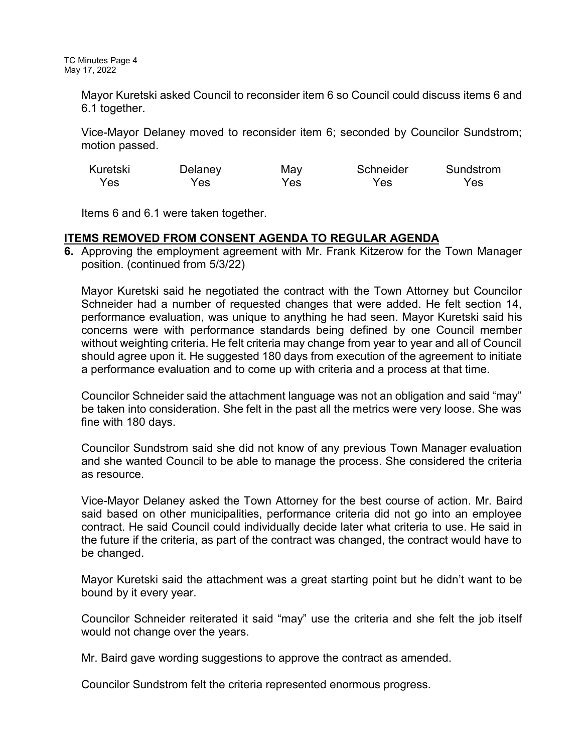Mayor Kuretski asked Council to reconsider item 6 so Council could discuss items 6 and 6.1 together.

Vice-Mayor Delaney moved to reconsider item 6; seconded by Councilor Sundstrom; motion passed.

| Kuretski | Delaney | May | Schneider | Sundstrom |
|---|---|---|---|---|
| Yes | Yes | Yes | Yes | Yes |

Items 6 and 6.1 were taken together.

## ITEMS REMOVED FROM CONSENT AGENDA TO REGULAR AGENDA

**6.** Approving the employment agreement with Mr. Frank Kitzerow for the Town Manager position. (continued from 5/3/22)

Mayor Kuretski said he negotiated the contract with the Town Attorney but Councilor Schneider had a number of requested changes that were added. He felt section 14, performance evaluation, was unique to anything he had seen. Mayor Kuretski said his concerns were with performance standards being defined by one Council member without weighting criteria. He felt criteria may change from year to year and all of Council should agree upon it. He suggested 180 days from execution of the agreement to initiate a performance evaluation and to come up with criteria and a process at that time.

Councilor Schneider said the attachment language was not an obligation and said "may" be taken into consideration. She felt in the past all the metrics were very loose. She was fine with 180 days.

Councilor Sundstrom said she did not know of any previous Town Manager evaluation and she wanted Council to be able to manage the process. She considered the criteria as resource.

Vice-Mayor Delaney asked the Town Attorney for the best course of action. Mr. Baird said based on other municipalities, performance criteria did not go into an employee contract. He said Council could individually decide later what criteria to use. He said in the future if the criteria, as part of the contract was changed, the contract would have to be changed.

Mayor Kuretski said the attachment was a great starting point but he didn't want to be bound by it every year.

Councilor Schneider reiterated it said "may" use the criteria and she felt the job itself would not change over the years.

Mr. Baird gave wording suggestions to approve the contract as amended.

Councilor Sundstrom felt the criteria represented enormous progress.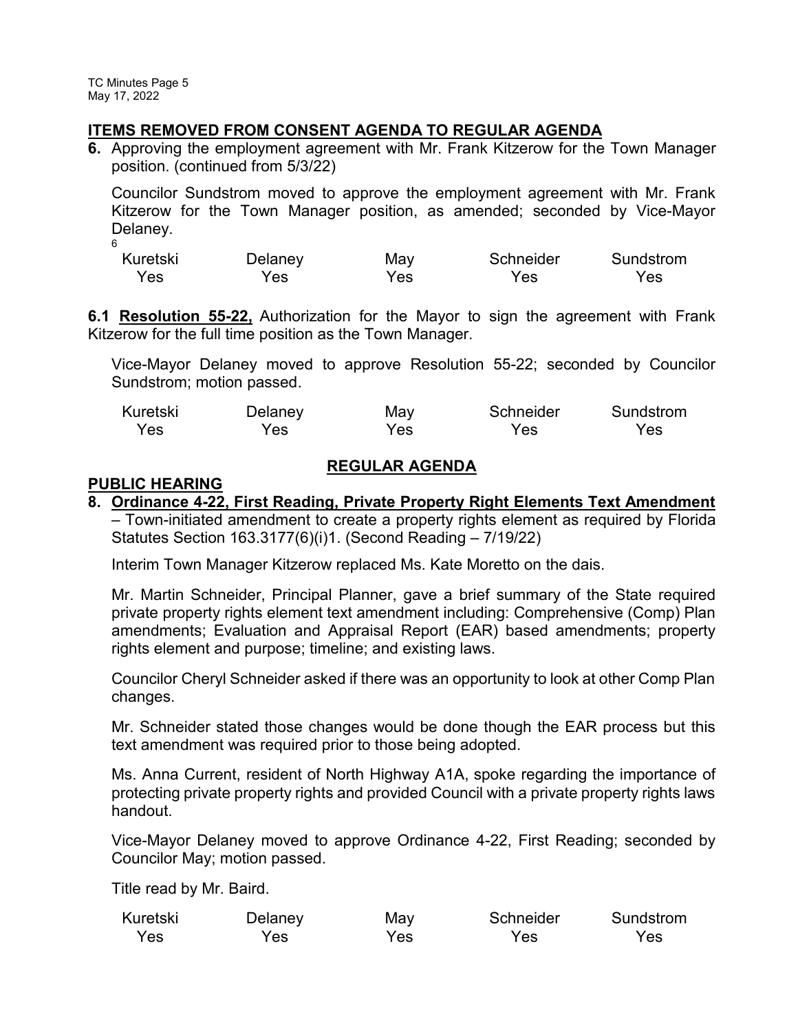## ITEMS REMOVED FROM CONSENT AGENDA TO REGULAR AGENDA

**6.** Approving the employment agreement with Mr. Frank Kitzerow for the Town Manager position. (continued from 5/3/22)

Councilor Sundstrom moved to approve the employment agreement with Mr. Frank Kitzerow for the Town Manager position, as amended; seconded by Vice-Mayor Delaney.

6

| Kuretski | Delaney | May | Schneider | Sundstrom |
|---|---|---|---|---|
| Yes | Yes | Yes | Yes | Yes |

**6.1 Resolution 55-22,** Authorization for the Mayor to sign the agreement with Frank Kitzerow for the full time position as the Town Manager.

Vice-Mayor Delaney moved to approve Resolution 55-22; seconded by Councilor Sundstrom; motion passed.

| Kuretski | Delaney | May | Schneider | Sundstrom |
|---|---|---|---|---|
| Yes | Yes | Yes | Yes | Yes |

## REGULAR AGENDA

## PUBLIC HEARING

**8. Ordinance 4-22, First Reading, Private Property Right Elements Text Amendment** – Town-initiated amendment to create a property rights element as required by Florida Statutes Section 163.3177(6)(i)1. (Second Reading – 7/19/22)

Interim Town Manager Kitzerow replaced Ms. Kate Moretto on the dais.

Mr. Martin Schneider, Principal Planner, gave a brief summary of the State required private property rights element text amendment including: Comprehensive (Comp) Plan amendments; Evaluation and Appraisal Report (EAR) based amendments; property rights element and purpose; timeline; and existing laws.

Councilor Cheryl Schneider asked if there was an opportunity to look at other Comp Plan changes.

Mr. Schneider stated those changes would be done though the EAR process but this text amendment was required prior to those being adopted.

Ms. Anna Current, resident of North Highway A1A, spoke regarding the importance of protecting private property rights and provided Council with a private property rights laws handout.

Vice-Mayor Delaney moved to approve Ordinance 4-22, First Reading; seconded by Councilor May; motion passed.

Title read by Mr. Baird.

| Kuretski | Delaney | May | Schneider | Sundstrom |
|---|---|---|---|---|
| Yes | Yes | Yes | Yes | Yes |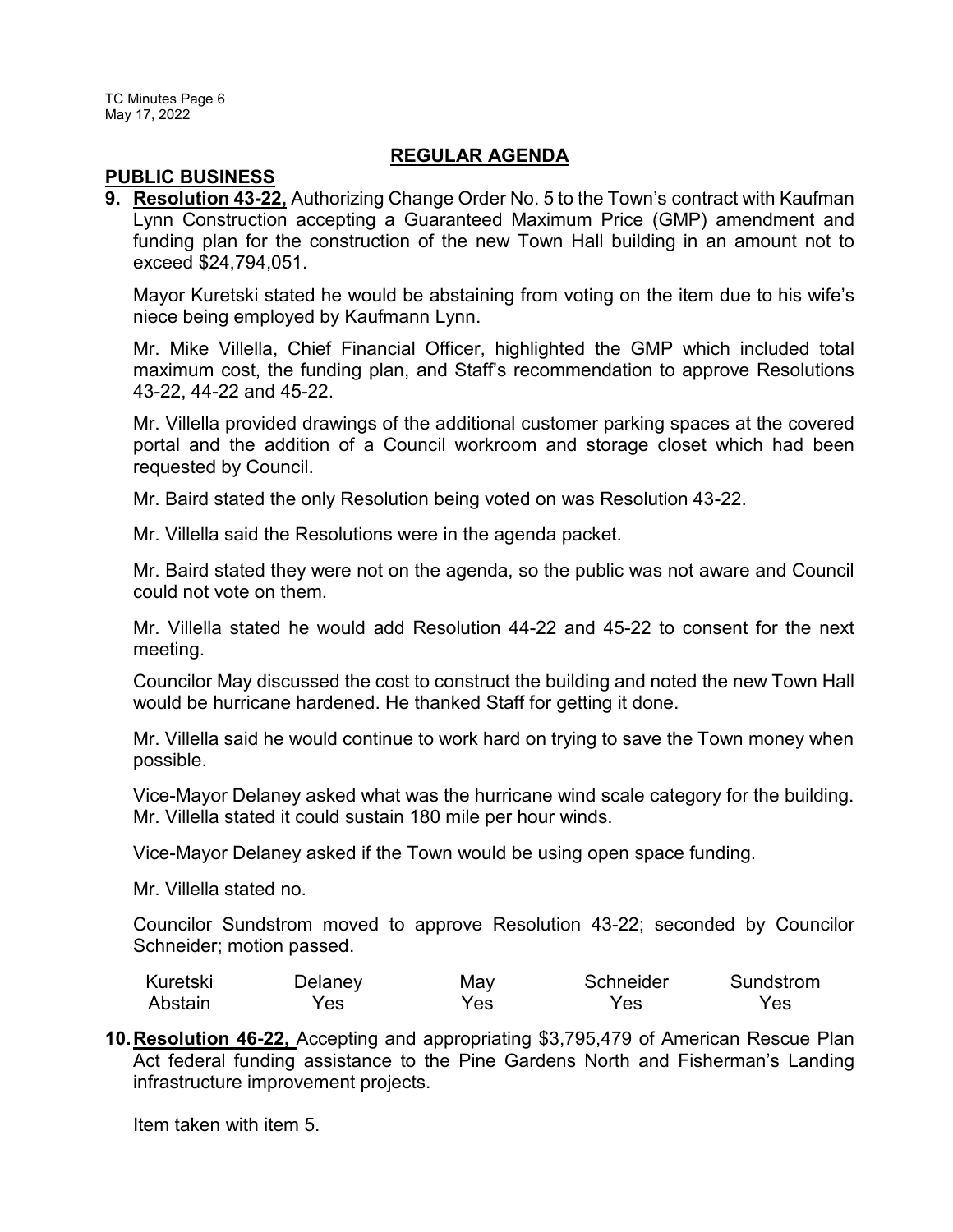## REGULAR AGENDA

### PUBLIC BUSINESS

**9. Resolution 43-22,** Authorizing Change Order No. 5 to the Town's contract with Kaufman Lynn Construction accepting a Guaranteed Maximum Price (GMP) amendment and funding plan for the construction of the new Town Hall building in an amount not to exceed $24,794,051.

Mayor Kuretski stated he would be abstaining from voting on the item due to his wife's niece being employed by Kaufmann Lynn.

Mr. Mike Villella, Chief Financial Officer, highlighted the GMP which included total maximum cost, the funding plan, and Staff's recommendation to approve Resolutions 43-22, 44-22 and 45-22.

Mr. Villella provided drawings of the additional customer parking spaces at the covered portal and the addition of a Council workroom and storage closet which had been requested by Council.

Mr. Baird stated the only Resolution being voted on was Resolution 43-22.

Mr. Villella said the Resolutions were in the agenda packet.

Mr. Baird stated they were not on the agenda, so the public was not aware and Council could not vote on them.

Mr. Villella stated he would add Resolution 44-22 and 45-22 to consent for the next meeting.

Councilor May discussed the cost to construct the building and noted the new Town Hall would be hurricane hardened. He thanked Staff for getting it done.

Mr. Villella said he would continue to work hard on trying to save the Town money when possible.

Vice-Mayor Delaney asked what was the hurricane wind scale category for the building. Mr. Villella stated it could sustain 180 mile per hour winds.

Vice-Mayor Delaney asked if the Town would be using open space funding.

Mr. Villella stated no.

Councilor Sundstrom moved to approve Resolution 43-22; seconded by Councilor Schneider; motion passed.

| Kuretski | Delaney | May | Schneider | Sundstrom |
|---|---|---|---|---|
| Abstain | Yes | Yes | Yes | Yes |

**10. Resolution 46-22,** Accepting and appropriating $3,795,479 of American Rescue Plan Act federal funding assistance to the Pine Gardens North and Fisherman's Landing infrastructure improvement projects.

Item taken with item 5.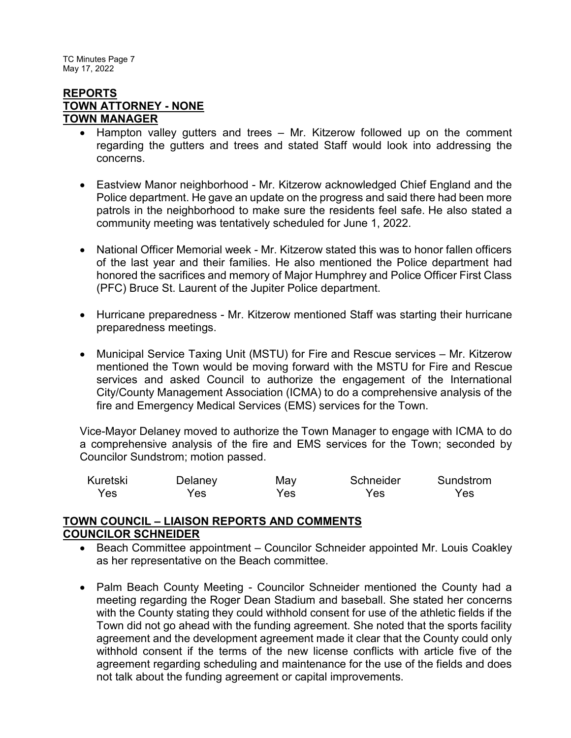## REPORTS

## TOWN ATTORNEY - NONE

## TOWN MANAGER

- Hampton valley gutters and trees – Mr. Kitzerow followed up on the comment regarding the gutters and trees and stated Staff would look into addressing the concerns.

- Eastview Manor neighborhood - Mr. Kitzerow acknowledged Chief England and the Police department. He gave an update on the progress and said there had been more patrols in the neighborhood to make sure the residents feel safe. He also stated a community meeting was tentatively scheduled for June 1, 2022.

- National Officer Memorial week - Mr. Kitzerow stated this was to honor fallen officers of the last year and their families. He also mentioned the Police department had honored the sacrifices and memory of Major Humphrey and Police Officer First Class (PFC) Bruce St. Laurent of the Jupiter Police department.

- Hurricane preparedness - Mr. Kitzerow mentioned Staff was starting their hurricane preparedness meetings.

- Municipal Service Taxing Unit (MSTU) for Fire and Rescue services – Mr. Kitzerow mentioned the Town would be moving forward with the MSTU for Fire and Rescue services and asked Council to authorize the engagement of the International City/County Management Association (ICMA) to do a comprehensive analysis of the fire and Emergency Medical Services (EMS) services for the Town.

Vice-Mayor Delaney moved to authorize the Town Manager to engage with ICMA to do a comprehensive analysis of the fire and EMS services for the Town; seconded by Councilor Sundstrom; motion passed.

| Kuretski | Delaney | May | Schneider | Sundstrom |
|---|---|---|---|---|
| Yes | Yes | Yes | Yes | Yes |

## TOWN COUNCIL – LIAISON REPORTS AND COMMENTS

## COUNCILOR SCHNEIDER

- Beach Committee appointment – Councilor Schneider appointed Mr. Louis Coakley as her representative on the Beach committee.

- Palm Beach County Meeting - Councilor Schneider mentioned the County had a meeting regarding the Roger Dean Stadium and baseball. She stated her concerns with the County stating they could withhold consent for use of the athletic fields if the Town did not go ahead with the funding agreement. She noted that the sports facility agreement and the development agreement made it clear that the County could only withhold consent if the terms of the new license conflicts with article five of the agreement regarding scheduling and maintenance for the use of the fields and does not talk about the funding agreement or capital improvements.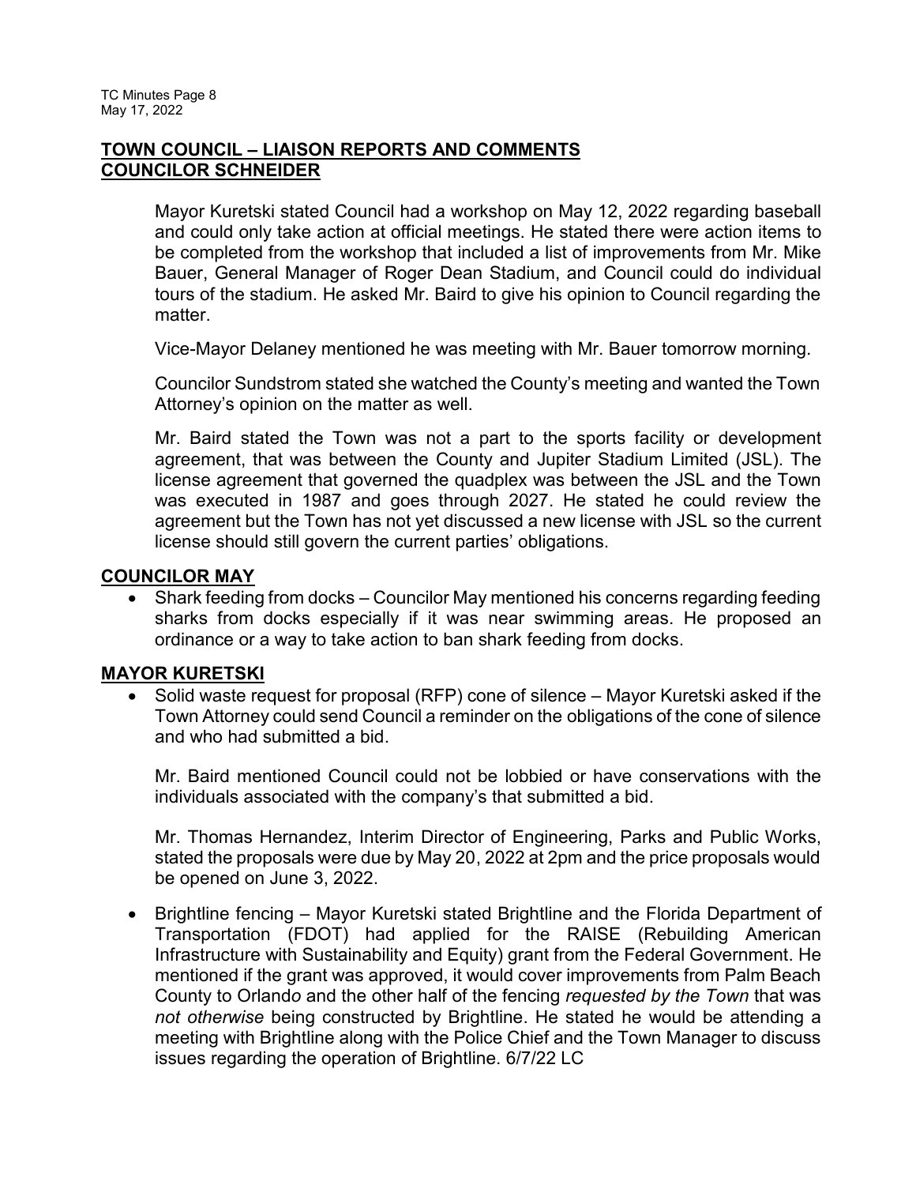## TOWN COUNCIL – LIAISON REPORTS AND COMMENTS

## COUNCILOR SCHNEIDER

Mayor Kuretski stated Council had a workshop on May 12, 2022 regarding baseball and could only take action at official meetings. He stated there were action items to be completed from the workshop that included a list of improvements from Mr. Mike Bauer, General Manager of Roger Dean Stadium, and Council could do individual tours of the stadium. He asked Mr. Baird to give his opinion to Council regarding the matter.

Vice-Mayor Delaney mentioned he was meeting with Mr. Bauer tomorrow morning.

Councilor Sundstrom stated she watched the County's meeting and wanted the Town Attorney's opinion on the matter as well.

Mr. Baird stated the Town was not a part to the sports facility or development agreement, that was between the County and Jupiter Stadium Limited (JSL). The license agreement that governed the quadplex was between the JSL and the Town was executed in 1987 and goes through 2027. He stated he could review the agreement but the Town has not yet discussed a new license with JSL so the current license should still govern the current parties' obligations.

## COUNCILOR MAY

- Shark feeding from docks – Councilor May mentioned his concerns regarding feeding sharks from docks especially if it was near swimming areas. He proposed an ordinance or a way to take action to ban shark feeding from docks.

## MAYOR KURETSKI

- Solid waste request for proposal (RFP) cone of silence – Mayor Kuretski asked if the Town Attorney could send Council a reminder on the obligations of the cone of silence and who had submitted a bid.

  Mr. Baird mentioned Council could not be lobbied or have conservations with the individuals associated with the company's that submitted a bid.

  Mr. Thomas Hernandez, Interim Director of Engineering, Parks and Public Works, stated the proposals were due by May 20, 2022 at 2pm and the price proposals would be opened on June 3, 2022.

- Brightline fencing – Mayor Kuretski stated Brightline and the Florida Department of Transportation (FDOT) had applied for the RAISE (Rebuilding American Infrastructure with Sustainability and Equity) grant from the Federal Government. He mentioned if the grant was approved, it would cover improvements from Palm Beach County to Orlando and the other half of the fencing *requested by the Town* that was *not otherwise* being constructed by Brightline. He stated he would be attending a meeting with Brightline along with the Police Chief and the Town Manager to discuss issues regarding the operation of Brightline. 6/7/22 LC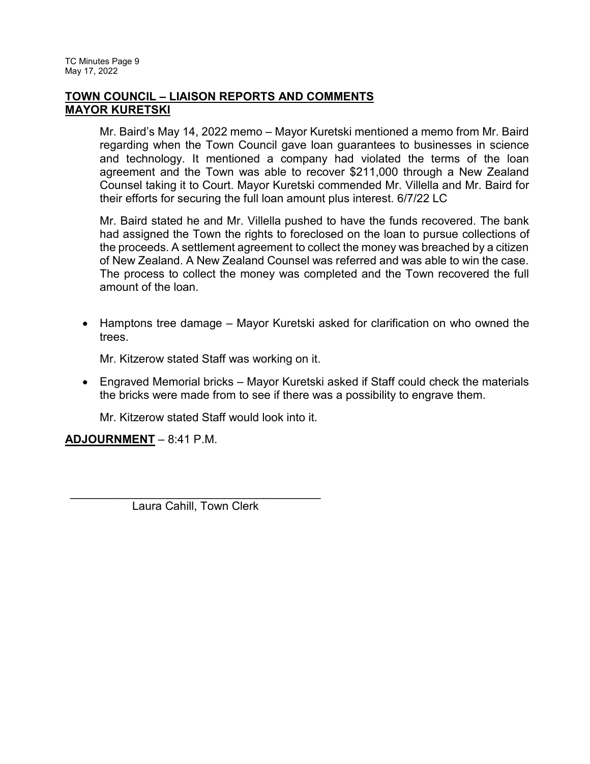## TOWN COUNCIL – LIAISON REPORTS AND COMMENTS
## MAYOR KURETSKI

Mr. Baird's May 14, 2022 memo – Mayor Kuretski mentioned a memo from Mr. Baird regarding when the Town Council gave loan guarantees to businesses in science and technology. It mentioned a company had violated the terms of the loan agreement and the Town was able to recover $211,000 through a New Zealand Counsel taking it to Court. Mayor Kuretski commended Mr. Villella and Mr. Baird for their efforts for securing the full loan amount plus interest. 6/7/22 LC

Mr. Baird stated he and Mr. Villella pushed to have the funds recovered. The bank had assigned the Town the rights to foreclosed on the loan to pursue collections of the proceeds. A settlement agreement to collect the money was breached by a citizen of New Zealand. A New Zealand Counsel was referred and was able to win the case. The process to collect the money was completed and the Town recovered the full amount of the loan.

- Hamptons tree damage – Mayor Kuretski asked for clarification on who owned the trees.

  Mr. Kitzerow stated Staff was working on it.

- Engraved Memorial bricks – Mayor Kuretski asked if Staff could check the materials the bricks were made from to see if there was a possibility to engrave them.

  Mr. Kitzerow stated Staff would look into it.

**ADJOURNMENT** – 8:41 P.M.

\_\_\_\_\_\_\_\_\_\_\_\_\_\_\_\_\_\_\_\_\_\_\_\_\_\_\_\_\_\_\_\_\_\_\_\_\_\_\_\_

Laura Cahill, Town Clerk